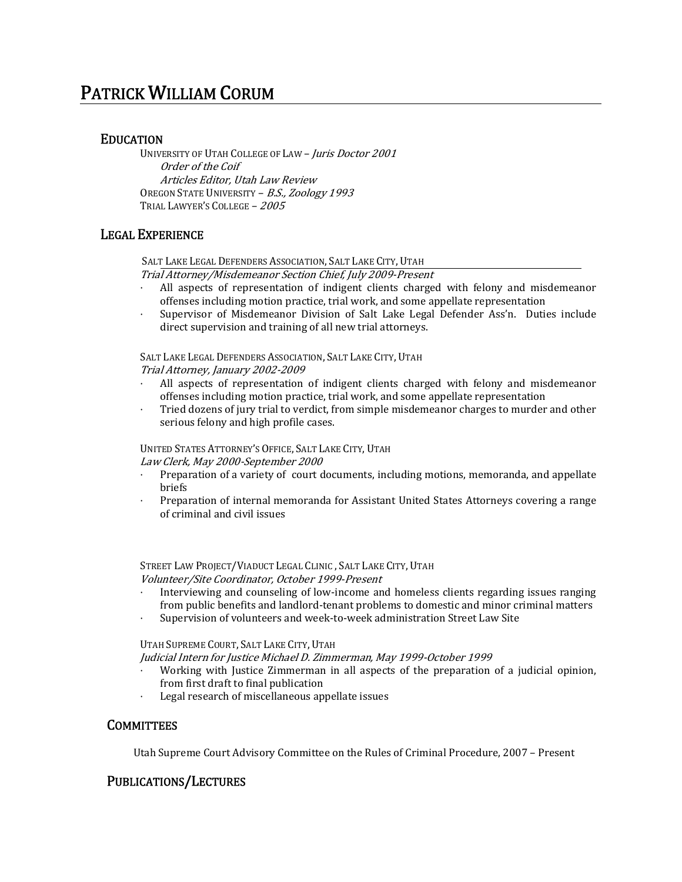# Patrick William Corum

## Education

University of Utah College of Law – *Juris Doctor 2001*
*Order of the Coif*
*Articles Editor, Utah Law Review*
Oregon State University – *B.S., Zoology 1993*
Trial Lawyer's College – *2005*

## Legal Experience

Salt Lake Legal Defenders Association, Salt Lake City, Utah
*Trial Attorney/Misdemeanor Section Chief, July 2009-Present*

- All aspects of representation of indigent clients charged with felony and misdemeanor offenses including motion practice, trial work, and some appellate representation
- Supervisor of Misdemeanor Division of Salt Lake Legal Defender Ass'n. Duties include direct supervision and training of all new trial attorneys.

Salt Lake Legal Defenders Association, Salt Lake City, Utah
*Trial Attorney, January 2002-2009*

- All aspects of representation of indigent clients charged with felony and misdemeanor offenses including motion practice, trial work, and some appellate representation
- Tried dozens of jury trial to verdict, from simple misdemeanor charges to murder and other serious felony and high profile cases.

United States Attorney's Office, Salt Lake City, Utah
*Law Clerk, May 2000-September 2000*

- Preparation of a variety of court documents, including motions, memoranda, and appellate briefs
- Preparation of internal memoranda for Assistant United States Attorneys covering a range of criminal and civil issues

Street Law Project/Viaduct Legal Clinic , Salt Lake City, Utah
*Volunteer/Site Coordinator, October 1999-Present*

- Interviewing and counseling of low-income and homeless clients regarding issues ranging from public benefits and landlord-tenant problems to domestic and minor criminal matters
- Supervision of volunteers and week-to-week administration Street Law Site

Utah Supreme Court, Salt Lake City, Utah
*Judicial Intern for Justice Michael D. Zimmerman, May 1999-October 1999*

- Working with Justice Zimmerman in all aspects of the preparation of a judicial opinion, from first draft to final publication
- Legal research of miscellaneous appellate issues

## Committees

Utah Supreme Court Advisory Committee on the Rules of Criminal Procedure, 2007 – Present

## Publications/Lectures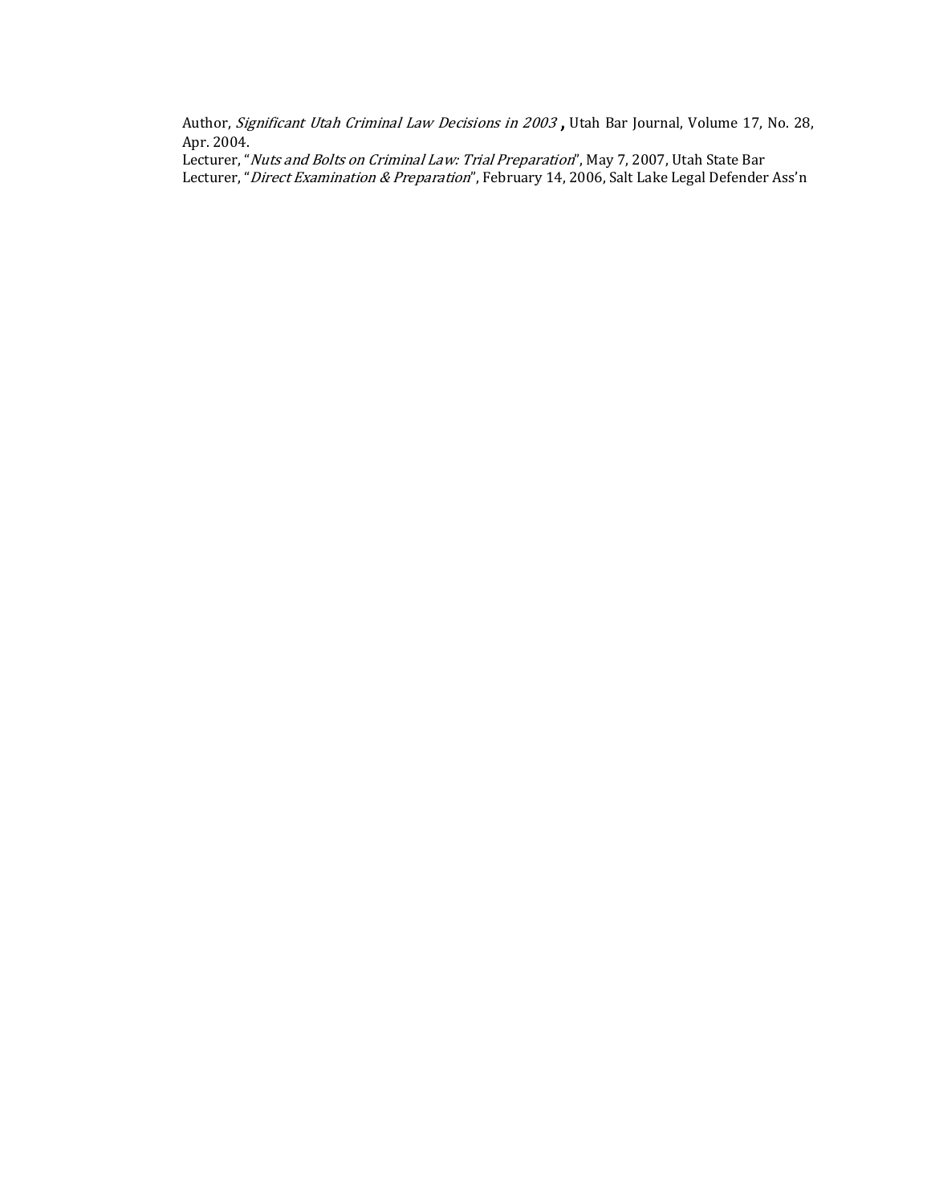Author, *Significant Utah Criminal Law Decisions in 2003* **,** Utah Bar Journal, Volume 17, No. 28, Apr. 2004.
Lecturer, "*Nuts and Bolts on Criminal Law: Trial Preparation*", May 7, 2007, Utah State Bar
Lecturer, "*Direct Examination & Preparation*", February 14, 2006, Salt Lake Legal Defender Ass'n